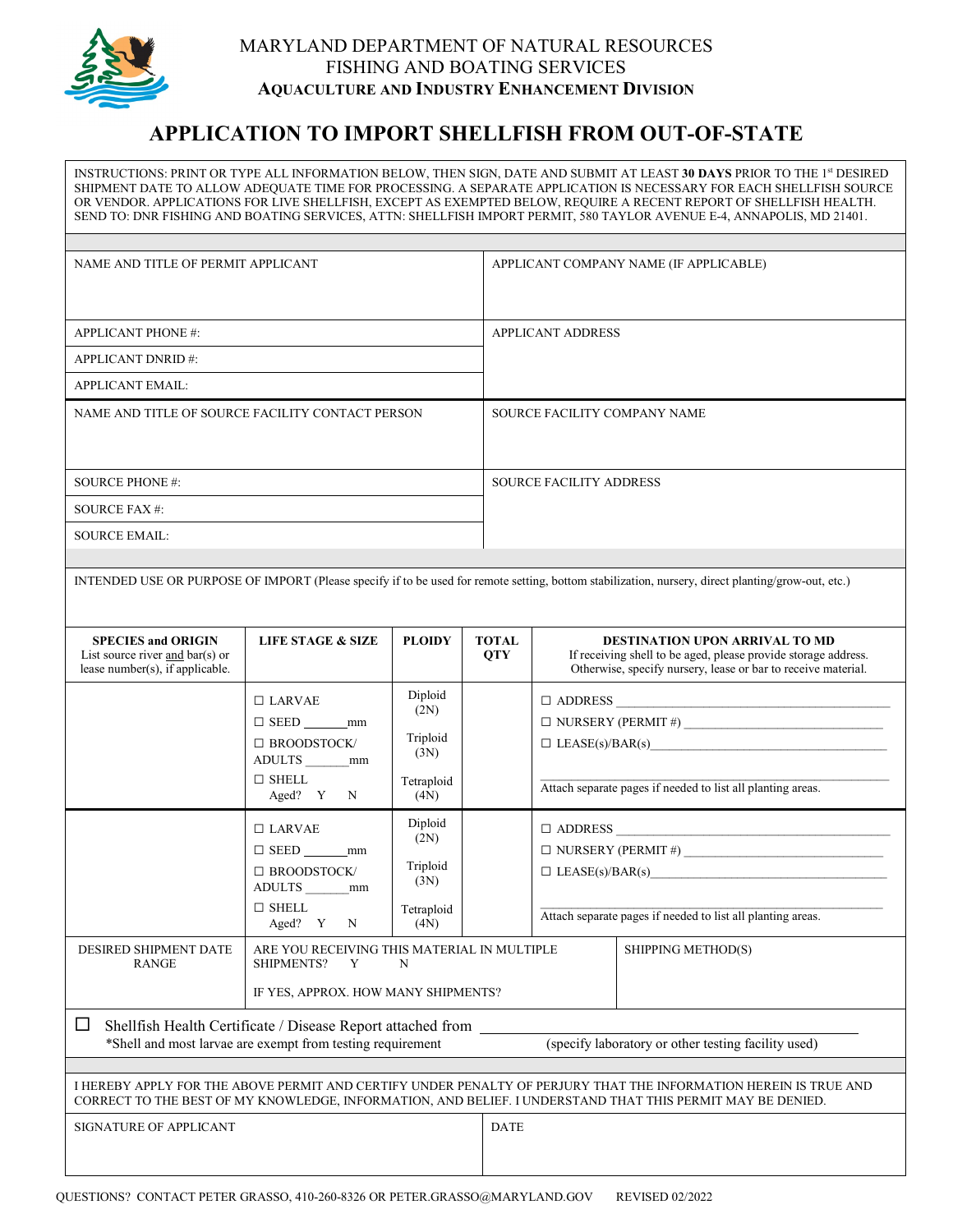# MARYLAND DEPARTMENT OF NATURAL RESOURCES
## FISHING AND BOATING SERVICES
### AQUACULTURE AND INDUSTRY ENHANCEMENT DIVISION

# APPLICATION TO IMPORT SHELLFISH FROM OUT-OF-STATE

INSTRUCTIONS: PRINT OR TYPE ALL INFORMATION BELOW, THEN SIGN, DATE AND SUBMIT AT LEAST **30 DAYS** PRIOR TO THE 1st DESIRED SHIPMENT DATE TO ALLOW ADEQUATE TIME FOR PROCESSING. A SEPARATE APPLICATION IS NECESSARY FOR EACH SHELLFISH SOURCE OR VENDOR. APPLICATIONS FOR LIVE SHELLFISH, EXCEPT AS EXEMPTED BELOW, REQUIRE A RECENT REPORT OF SHELLFISH HEALTH. SEND TO: DNR FISHING AND BOATING SERVICES, ATTN: SHELLFISH IMPORT PERMIT, 580 TAYLOR AVENUE E-4, ANNAPOLIS, MD 21401.

| | |
|---|---|
| NAME AND TITLE OF PERMIT APPLICANT | APPLICANT COMPANY NAME (IF APPLICABLE) |
| APPLICANT PHONE #: | APPLICANT ADDRESS |
| APPLICANT DNRID #: | |
| APPLICANT EMAIL: | |
| NAME AND TITLE OF SOURCE FACILITY CONTACT PERSON | SOURCE FACILITY COMPANY NAME |
| SOURCE PHONE #: | SOURCE FACILITY ADDRESS |
| SOURCE FAX #: | |
| SOURCE EMAIL: | |

INTENDED USE OR PURPOSE OF IMPORT (Please specify if to be used for remote setting, bottom stabilization, nursery, direct planting/grow-out, etc.)

| **SPECIES and ORIGIN** List source river and bar(s) or lease number(s), if applicable. | **LIFE STAGE & SIZE** | **PLOIDY** | **TOTAL QTY** | **DESTINATION UPON ARRIVAL TO MD** If receiving shell to be aged, please provide storage address. Otherwise, specify nursery, lease or bar to receive material. |
|---|---|---|---|---|
| | ☐ LARVAE<br>☐ SEED _______mm<br>☐ BROODSTOCK/ ADULTS _______mm<br>☐ SHELL Aged? Y N | Diploid (2N)<br>Triploid (3N)<br>Tetraploid (4N) | | ☐ ADDRESS ____________<br>☐ NURSERY (PERMIT #) ____________<br>☐ LEASE(s)/BAR(s)____________<br>Attach separate pages if needed to list all planting areas. |
| | ☐ LARVAE<br>☐ SEED _______mm<br>☐ BROODSTOCK/ ADULTS _______mm<br>☐ SHELL Aged? Y N | Diploid (2N)<br>Triploid (3N)<br>Tetraploid (4N) | | ☐ ADDRESS ____________<br>☐ NURSERY (PERMIT #) ____________<br>☐ LEASE(s)/BAR(s)____________<br>Attach separate pages if needed to list all planting areas. |

| DESIRED SHIPMENT DATE RANGE | ARE YOU RECEIVING THIS MATERIAL IN MULTIPLE SHIPMENTS? Y N<br>IF YES, APPROX. HOW MANY SHIPMENTS? | SHIPPING METHOD(S) |
|---|---|---|
| | | |

☐ Shellfish Health Certificate / Disease Report attached from ______________________
*Shell and most larvae are exempt from testing requirement (specify laboratory or other testing facility used)

I HEREBY APPLY FOR THE ABOVE PERMIT AND CERTIFY UNDER PENALTY OF PERJURY THAT THE INFORMATION HEREIN IS TRUE AND CORRECT TO THE BEST OF MY KNOWLEDGE, INFORMATION, AND BELIEF. I UNDERSTAND THAT THIS PERMIT MAY BE DENIED.

| SIGNATURE OF APPLICANT | DATE |
|---|---|
| | |

QUESTIONS? CONTACT PETER GRASSO, 410-260-8326 OR PETER.GRASSO@MARYLAND.GOV REVISED 02/2022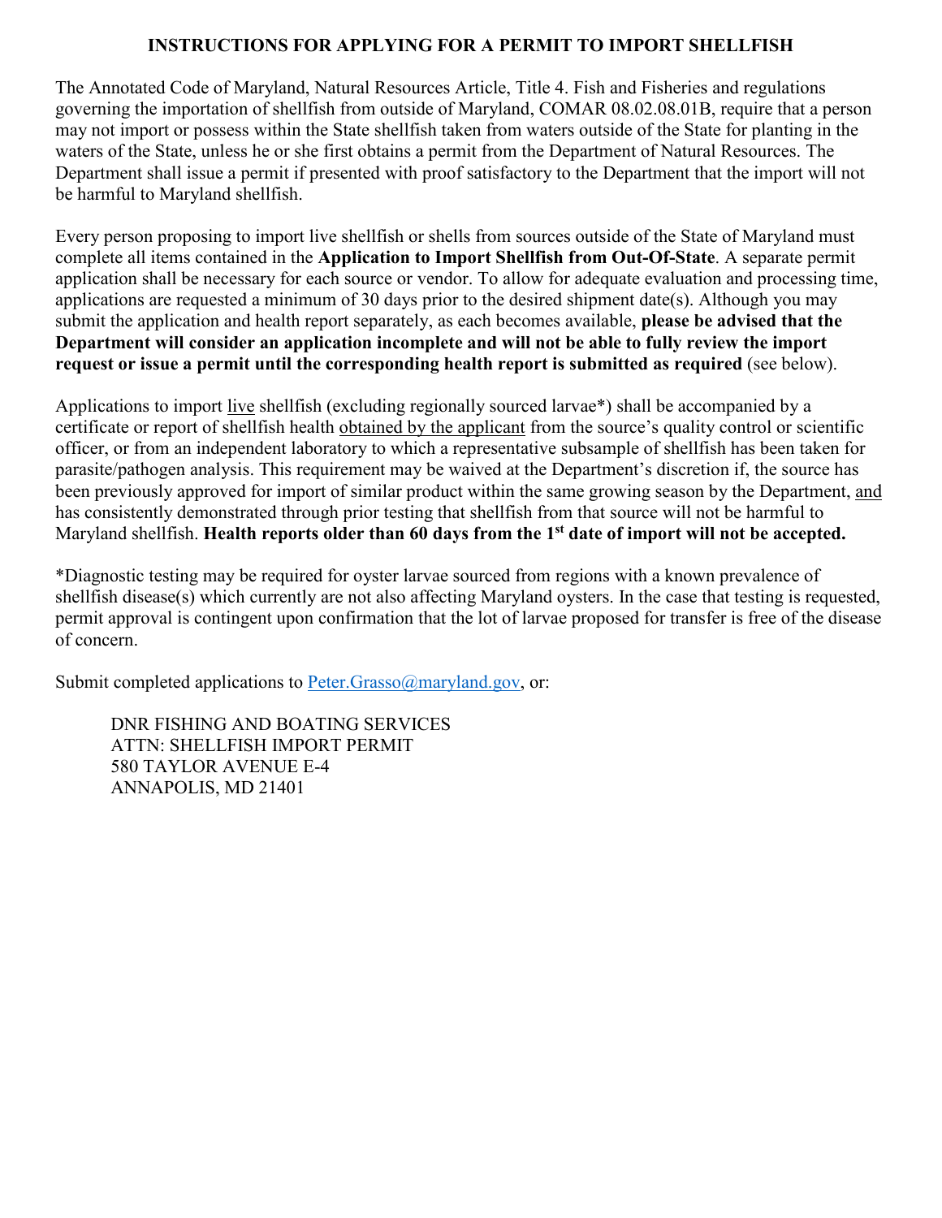# INSTRUCTIONS FOR APPLYING FOR A PERMIT TO IMPORT SHELLFISH

The Annotated Code of Maryland, Natural Resources Article, Title 4. Fish and Fisheries and regulations governing the importation of shellfish from outside of Maryland, COMAR 08.02.08.01B, require that a person may not import or possess within the State shellfish taken from waters outside of the State for planting in the waters of the State, unless he or she first obtains a permit from the Department of Natural Resources. The Department shall issue a permit if presented with proof satisfactory to the Department that the import will not be harmful to Maryland shellfish.

Every person proposing to import live shellfish or shells from sources outside of the State of Maryland must complete all items contained in the **Application to Import Shellfish from Out-Of-State**. A separate permit application shall be necessary for each source or vendor. To allow for adequate evaluation and processing time, applications are requested a minimum of 30 days prior to the desired shipment date(s). Although you may submit the application and health report separately, as each becomes available, **please be advised that the Department will consider an application incomplete and will not be able to fully review the import request or issue a permit until the corresponding health report is submitted as required** (see below).

Applications to import live shellfish (excluding regionally sourced larvae*) shall be accompanied by a certificate or report of shellfish health obtained by the applicant from the source's quality control or scientific officer, or from an independent laboratory to which a representative subsample of shellfish has been taken for parasite/pathogen analysis. This requirement may be waived at the Department's discretion if, the source has been previously approved for import of similar product within the same growing season by the Department, and has consistently demonstrated through prior testing that shellfish from that source will not be harmful to Maryland shellfish. **Health reports older than 60 days from the 1st date of import will not be accepted.**

*Diagnostic testing may be required for oyster larvae sourced from regions with a known prevalence of shellfish disease(s) which currently are not also affecting Maryland oysters. In the case that testing is requested, permit approval is contingent upon confirmation that the lot of larvae proposed for transfer is free of the disease of concern.

Submit completed applications to Peter.Grasso@maryland.gov, or:

DNR FISHING AND BOATING SERVICES
ATTN: SHELLFISH IMPORT PERMIT
580 TAYLOR AVENUE E-4
ANNAPOLIS, MD 21401